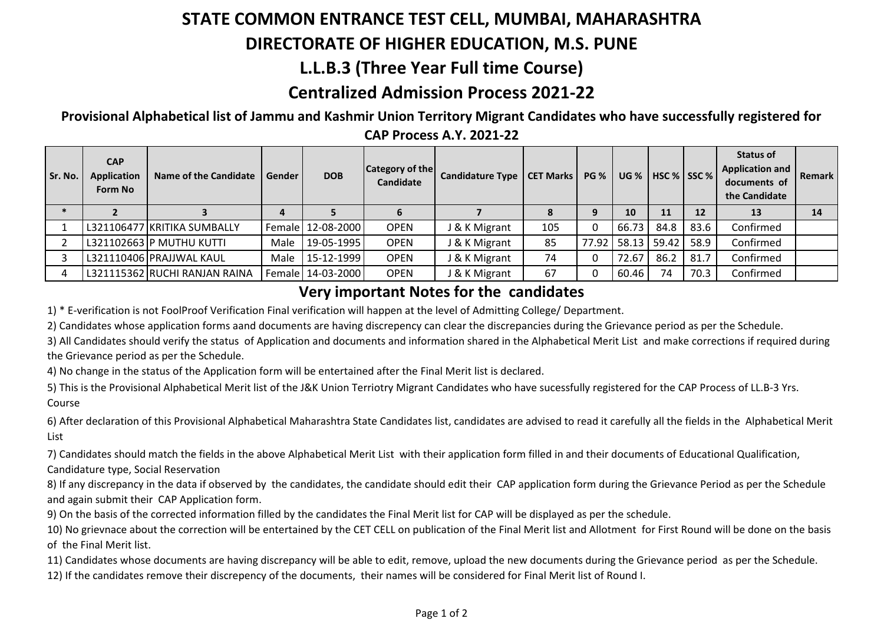# STATE COMMON ENTRANCE TEST CELL, MUMBAI, MAHARASHTRA

# DIRECTORATE OF HIGHER EDUCATION, M.S. PUNE

# L.L.B.3 (Three Year Full time Course)

# Centralized Admission Process 2021-22

### Provisional Alphabetical list of Jammu and Kashmir Union Territory Migrant Candidates who have successfully registered for CAP Process A.Y. 2021-22

| Sr. No. | CAP Application Form No | Name of the Candidate | Gender | DOB | Category of the Candidate | Candidature Type | CET Marks | PG % | UG % | HSC % | SSC % | Status of Application and documents of the Candidate | Remark |
|---|---|---|---|---|---|---|---|---|---|---|---|---|---|
| * | 2 | 3 | 4 | 5 | 6 | 7 | 8 | 9 | 10 | 11 | 12 | 13 | 14 |
| 1 | L321106477 | KRITIKA SUMBALLY | Female | 12-08-2000 | OPEN | J & K Migrant | 105 | 0 | 66.73 | 84.8 | 83.6 | Confirmed | |
| 2 | L321102663 | P MUTHU KUTTI | Male | 19-05-1995 | OPEN | J & K Migrant | 85 | 77.92 | 58.13 | 59.42 | 58.9 | Confirmed | |
| 3 | L321110406 | PRAJJWAL KAUL | Male | 15-12-1999 | OPEN | J & K Migrant | 74 | 0 | 72.67 | 86.2 | 81.7 | Confirmed | |
| 4 | L321115362 | RUCHI RANJAN RAINA | Female | 14-03-2000 | OPEN | J & K Migrant | 67 | 0 | 60.46 | 74 | 70.3 | Confirmed | |

## Very important Notes for the candidates

1) * E-verification is not FoolProof Verification Final verification will happen at the level of Admitting College/ Department.

2) Candidates whose application forms aand documents are having discrepency can clear the discrepancies during the Grievance period as per the Schedule.

3) All Candidates should verify the status of Application and documents and information shared in the Alphabetical Merit List and make corrections if required during the Grievance period as per the Schedule.

4) No change in the status of the Application form will be entertained after the Final Merit list is declared.

5) This is the Provisional Alphabetical Merit list of the J&K Union Terriotry Migrant Candidates who have sucessfully registered for the CAP Process of LL.B-3 Yrs. Course

6) After declaration of this Provisional Alphabetical Maharashtra State Candidates list, candidates are advised to read it carefully all the fields in the Alphabetical Merit List

7) Candidates should match the fields in the above Alphabetical Merit List with their application form filled in and their documents of Educational Qualification, Candidature type, Social Reservation

8) If any discrepancy in the data if observed by the candidates, the candidate should edit their CAP application form during the Grievance Period as per the Schedule and again submit their CAP Application form.

9) On the basis of the corrected information filled by the candidates the Final Merit list for CAP will be displayed as per the schedule.

10) No grievnace about the correction will be entertained by the CET CELL on publication of the Final Merit list and Allotment for First Round will be done on the basis of the Final Merit list.

11) Candidates whose documents are having discrepancy will be able to edit, remove, upload the new documents during the Grievance period as per the Schedule.

12) If the candidates remove their discrepency of the documents, their names will be considered for Final Merit list of Round I.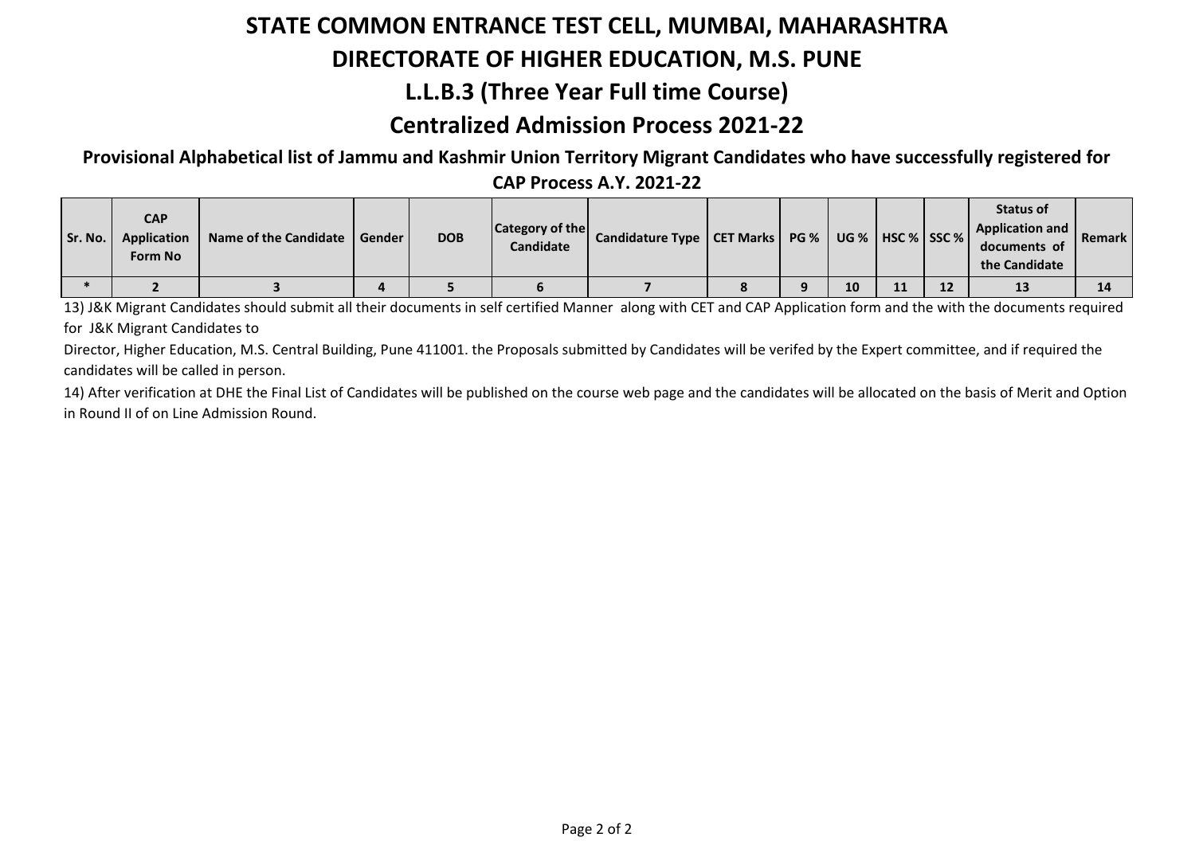# STATE COMMON ENTRANCE TEST CELL, MUMBAI, MAHARASHTRA

## DIRECTORATE OF HIGHER EDUCATION, M.S. PUNE

## L.L.B.3 (Three Year Full time Course)

## Centralized Admission Process 2021-22

**Provisional Alphabetical list of Jammu and Kashmir Union Territory Migrant Candidates who have successfully registered for CAP Process A.Y. 2021-22**

| Sr. No. | CAP Application Form No | Name of the Candidate | Gender | DOB | Category of the Candidate | Candidature Type | CET Marks | PG % | UG % | HSC % | SSC % | Status of Application and documents of the Candidate | Remark |
|---|---|---|---|---|---|---|---|---|---|---|---|---|---|
| * | 2 | 3 | 4 | 5 | 6 | 7 | 8 | 9 | 10 | 11 | 12 | 13 | 14 |

13) J&K Migrant Candidates should submit all their documents in self certified Manner along with CET and CAP Application form and the with the documents required for J&K Migrant Candidates to

Director, Higher Education, M.S. Central Building, Pune 411001. the Proposals submitted by Candidates will be verifed by the Expert committee, and if required the candidates will be called in person.

14) After verification at DHE the Final List of Candidates will be published on the course web page and the candidates will be allocated on the basis of Merit and Option in Round II of on Line Admission Round.